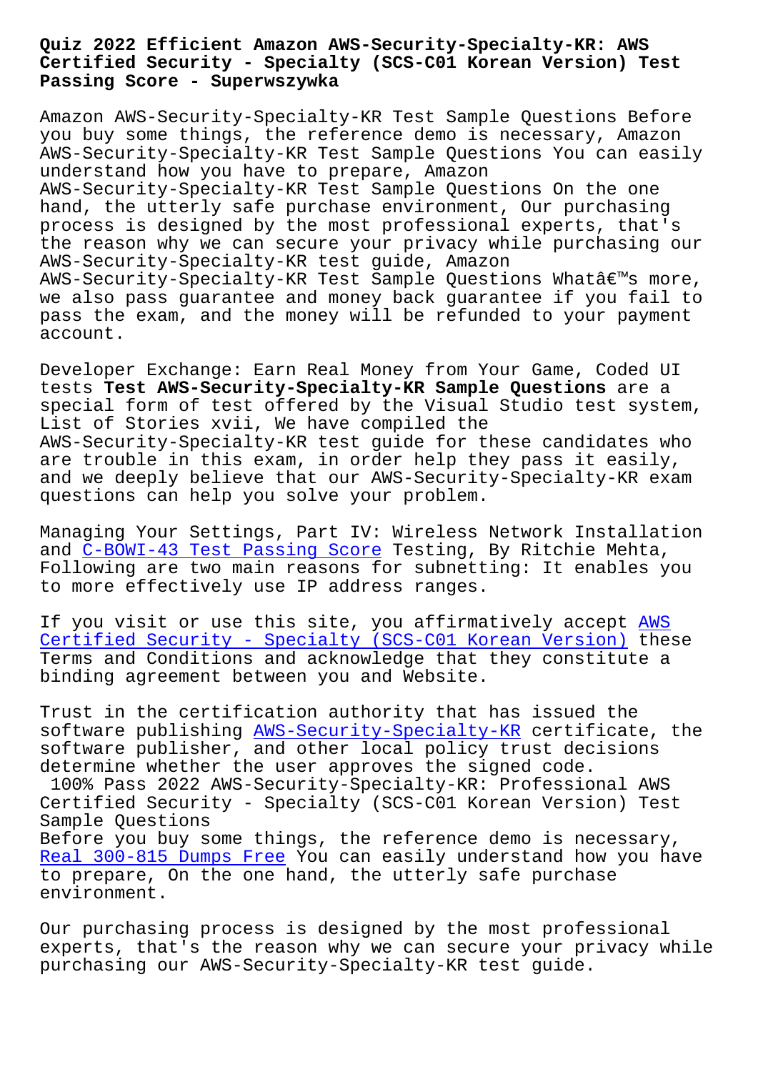# Quiz 2022 Efficient Amazon AWS-Security-Specialty-KR: AWS Certified Security - Specialty (SCS-C01 Korean Version) Test Passing Score - Superwszywka

Amazon AWS-Security-Specialty-KR Test Sample Questions Before you buy some things, the reference demo is necessary, Amazon AWS-Security-Specialty-KR Test Sample Questions You can easily understand how you have to prepare, Amazon AWS-Security-Specialty-KR Test Sample Questions On the one hand, the utterly safe purchase environment, Our purchasing process is designed by the most professional experts, that's the reason why we can secure your privacy while purchasing our AWS-Security-Specialty-KR test guide, Amazon AWS-Security-Specialty-KR Test Sample Questions Whatâ€™s more, we also pass guarantee and money back guarantee if you fail to pass the exam, and the money will be refunded to your payment account.

Developer Exchange: Earn Real Money from Your Game, Coded UI tests **Test AWS-Security-Specialty-KR Sample Questions** are a special form of test offered by the Visual Studio test system, List of Stories xvii, We have compiled the AWS-Security-Specialty-KR test guide for these candidates who are trouble in this exam, in order help they pass it easily, and we deeply believe that our AWS-Security-Specialty-KR exam questions can help you solve your problem.

Managing Your Settings, Part IV: Wireless Network Installation and C-BOWI-43 Test Passing Score Testing, By Ritchie Mehta, Following are two main reasons for subnetting: It enables you to more effectively use IP address ranges.

If you visit or use this site, you affirmatively accept AWS Certified Security - Specialty (SCS-C01 Korean Version) these Terms and Conditions and acknowledge that they constitute a binding agreement between you and Website.

Trust in the certification authority that has issued the software publishing AWS-Security-Specialty-KR certificate, the software publisher, and other local policy trust decisions determine whether the user approves the signed code.

100% Pass 2022 AWS-Security-Specialty-KR: Professional AWS Certified Security - Specialty (SCS-C01 Korean Version) Test Sample Questions

Before you buy some things, the reference demo is necessary, Real 300-815 Dumps Free You can easily understand how you have to prepare, On the one hand, the utterly safe purchase environment.

Our purchasing process is designed by the most professional experts, that's the reason why we can secure your privacy while purchasing our AWS-Security-Specialty-KR test guide.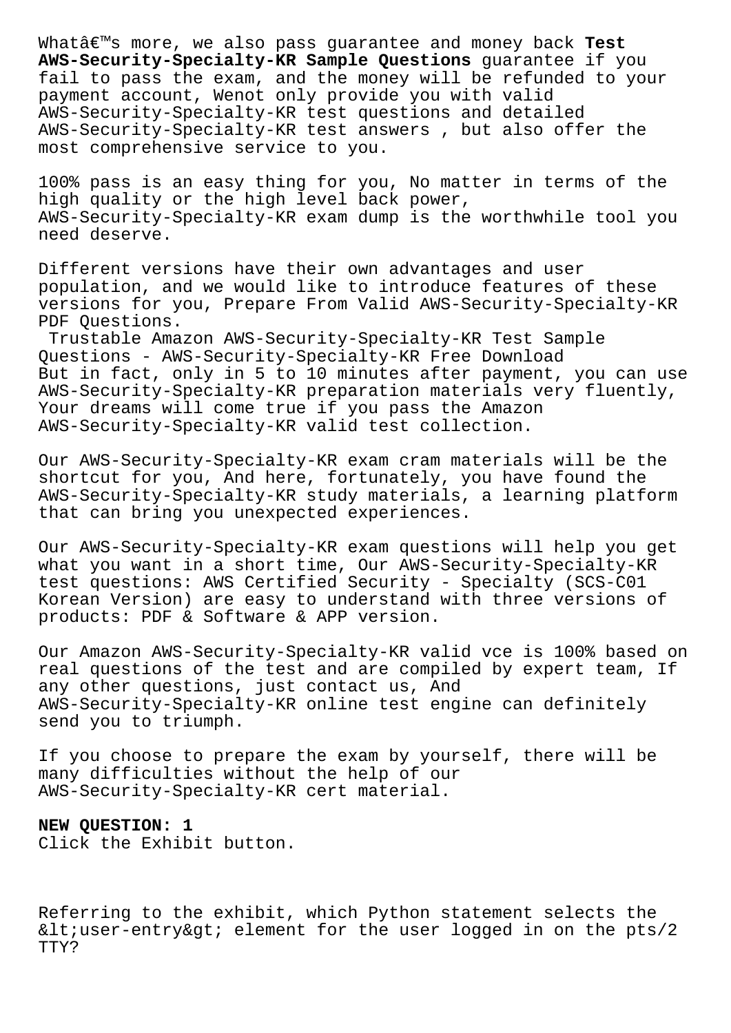Whatâ€™s more, we also pass guarantee and money back **Test AWS-Security-Specialty-KR Sample Questions** guarantee if you fail to pass the exam, and the money will be refunded to your payment account, Wenot only provide you with valid AWS-Security-Specialty-KR test questions and detailed AWS-Security-Specialty-KR test answers , but also offer the most comprehensive service to you.

100% pass is an easy thing for you, No matter in terms of the high quality or the high level back power, AWS-Security-Specialty-KR exam dump is the worthwhile tool you need deserve.

Different versions have their own advantages and user population, and we would like to introduce features of these versions for you, Prepare From Valid AWS-Security-Specialty-KR PDF Questions.

Trustable Amazon AWS-Security-Specialty-KR Test Sample Questions - AWS-Security-Specialty-KR Free Download

But in fact, only in 5 to 10 minutes after payment, you can use AWS-Security-Specialty-KR preparation materials very fluently, Your dreams will come true if you pass the Amazon AWS-Security-Specialty-KR valid test collection.

Our AWS-Security-Specialty-KR exam cram materials will be the shortcut for you, And here, fortunately, you have found the AWS-Security-Specialty-KR study materials, a learning platform that can bring you unexpected experiences.

Our AWS-Security-Specialty-KR exam questions will help you get what you want in a short time, Our AWS-Security-Specialty-KR test questions: AWS Certified Security - Specialty (SCS-C01 Korean Version) are easy to understand with three versions of products: PDF & Software & APP version.

Our Amazon AWS-Security-Specialty-KR valid vce is 100% based on real questions of the test and are compiled by expert team, If any other questions, just contact us, And AWS-Security-Specialty-KR online test engine can definitely send you to triumph.

If you choose to prepare the exam by yourself, there will be many difficulties without the help of our AWS-Security-Specialty-KR cert material.

**NEW QUESTION: 1**

Click the Exhibit button.

Referring to the exhibit, which Python statement selects the &lt;user-entry&gt; element for the user logged in on the pts/2 TTY?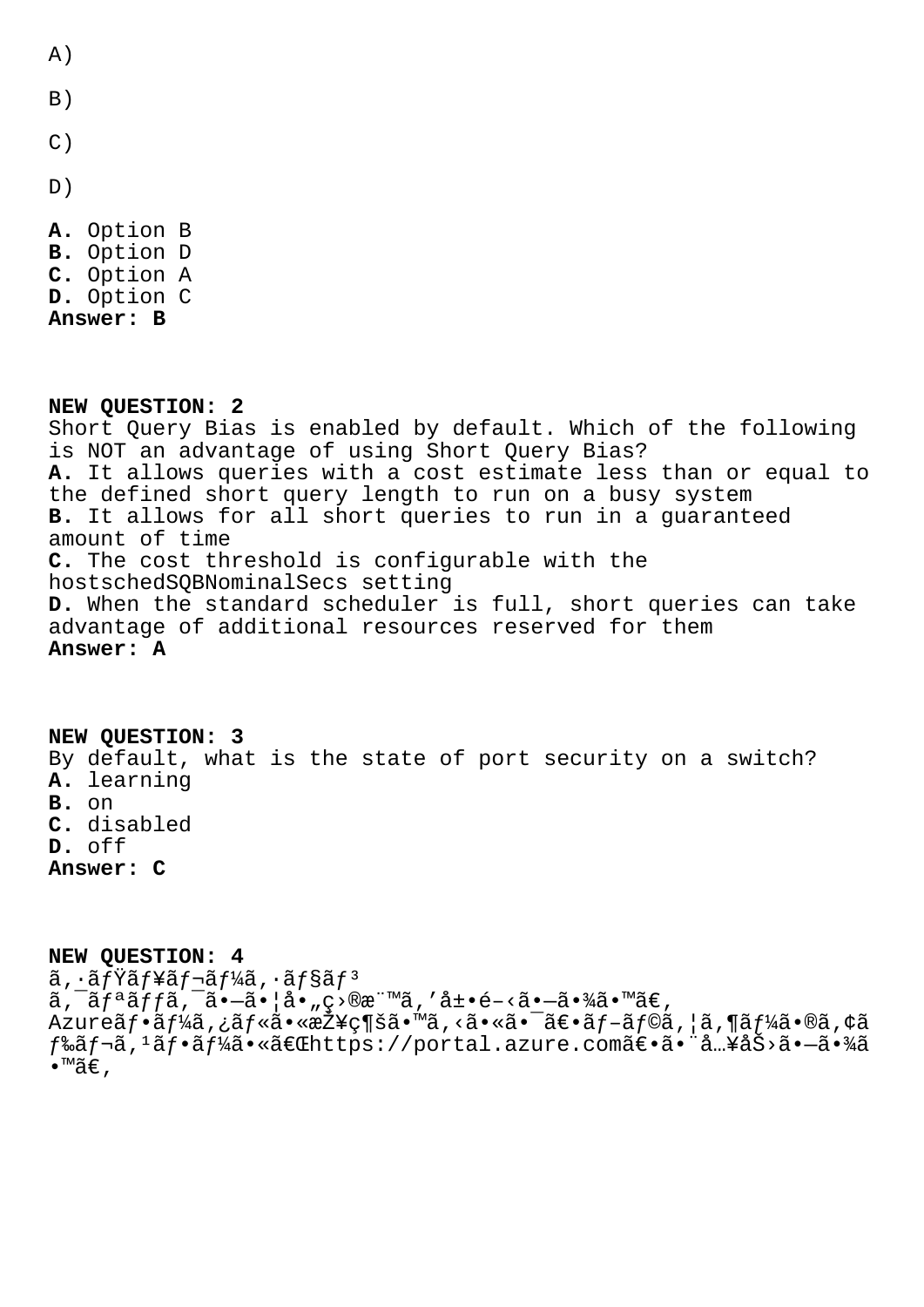A)

B)

C)

D)

**A.** Option B
**B.** Option D
**C.** Option A
**D.** Option C
**Answer: B**

**NEW QUESTION: 2**
Short Query Bias is enabled by default. Which of the following is NOT an advantage of using Short Query Bias?
**A.** It allows queries with a cost estimate less than or equal to the defined short query length to run on a busy system
**B.** It allows for all short queries to run in a guaranteed amount of time
**C.** The cost threshold is configurable with the hostschedSQBNominalSecs setting
**D.** When the standard scheduler is full, short queries can take advantage of additional resources reserved for them
**Answer: A**

**NEW QUESTION: 3**
By default, what is the state of port security on a switch?
**A.** learning
**B.** on
**C.** disabled
**D.** off
**Answer: C**

**NEW QUESTION: 4**
ã,·ãƒŸãƒ¥ãƒ¬ãƒ¼ã,·ãƒ§ãƒ³
ã,¯ãƒªãƒƒã,¯ã•—ã•¦å•„ç›®æ¨™ã,'å±•é–‹ã•—ã•¾ã•™ã€,
Azureãƒ•ãƒ¼ã,¿ãƒ«ã•«æŽ¥ç¶šã•™ã,‹ã•«ã•¯ã€•ãƒ–ãƒ©ã,¦ã,¶ãƒ¼ã•®ã,¢ãƒ‰ãƒ¬ã,¹ãƒ•ãƒ¼ã•«ã€Œhttps://portal.azure.comã€•ã•¨å…¥åŠ›ã•—ã•¾ã•™ã€,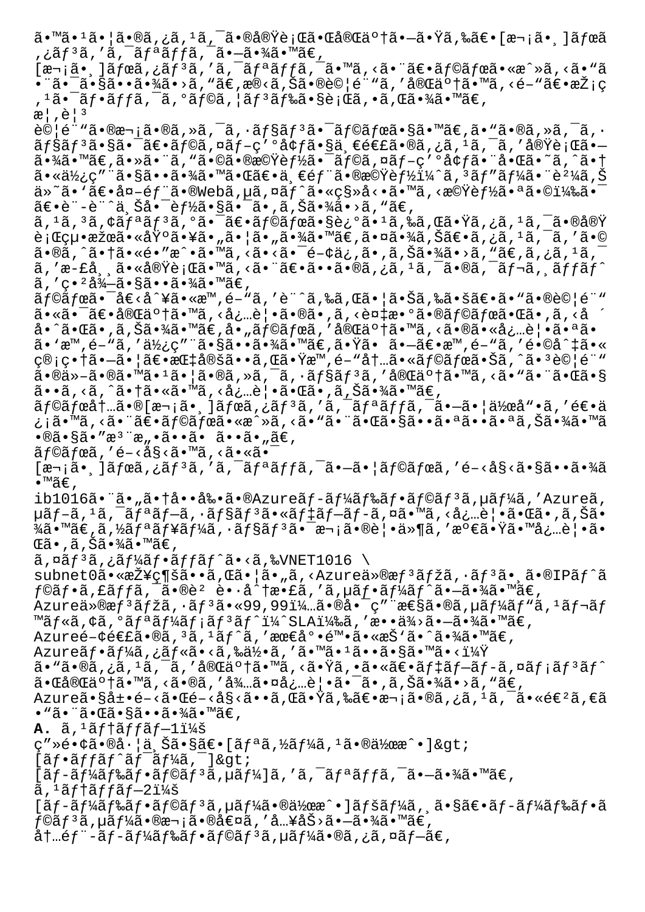ã•™ã•¹ã•¦ã•®ã,¿ã,¹ã,¯ã•®å®Ÿè¡Œã•Œå®Œäº†ã•—ã•Ÿã,‰ã€•[æ¬¡ã•¸]ãƒœã,¿ãƒ³ã,'ã,¯ãƒªãƒƒã,¯ã•—ã•¾ã•™ã€,

[æ¬¡ã•¸]ãƒœã,¿ãƒ³ã,'ã,¯ãƒªãƒƒã,¯ã•™ã,‹ã•¨ã€•ãƒ©ãƒœã•«æˆ»ã,‹ã•"ã•¨ã•¯ã•§ã••ã•¾ã•›ã,"ã€,æ®‹ã,Šã•®è©¦é¨"ã,'å®Œäº†ã•™ã,‹é–"ã€•æŽ¡ç,¹ã•¯ãƒ•ãƒƒã,¯ã,°ãƒ©ã,¦ãƒ³ãƒ‰ã•§è¡Œã,•ã,Œã•¾ã•™ã€,

æ¦,è¦³

è©¦é¨"ã•®æ¬¡ã•®ã,»ã,¯ã,·ãƒ§ãƒ³ã•¯ãƒ©ãƒœã•§ã•™ã€,ã•"ã•®ã,»ã,¯ã,·ãƒ§ãƒ³ã•§ã•¯ã€•ãƒ©ã,¤ãƒ–ç'°å¢ƒã•§ä¸€é€£ã•®ã,¿ã,¹ã,¯ã,'å®Ÿè¡Œã•—ã•¾ã•™ã€,ã•»ã•¨ã,"ã•©ã•®æ©Ÿèƒ½ã•¯ãƒ©ã,¤ãƒ–ç'°å¢ƒã•¨å•Œã•˜ã,^ã•†ã•«ä½¿ç"¨ã•§ã••ã•¾ã•™ã•Œã€•ä¸€éƒ¨ã•®æ©Ÿèƒ½ï¼^ã,³ãƒ"ãƒ¼ã•¨è²¼ã,Šä»˜ã•'ã€•å¤–éƒ¨ã•®Webã,µã,¤ãƒˆã•«ç§»å‹•ã•™ã,‹æ©Ÿèƒ½ã•ªã•©ï¼‰ã•¯ã€•è¨-è¨ˆä¸Šå•¯èƒ½ã•§ã•¯ã•,ã,Šã•¾ã•›ã,"ã€,

ã,¹ã,³ã,¢ãƒªãƒ³ã,°ã•¯ã€•ãƒ©ãƒœã•§è¿°ã•¹ã,‰ã,Œã•Ÿã,¿ã,¹ã,¯ã•®å®Ÿè¡Œçµ•æžœã•«åŸºã•¥ã•"ã•¦ã•"ã•¾ã•™ã€,ã•¤ã•¾ã,Šã€•ã,¿ã,¹ã,¯ã,'ã•©ã•®ã,^ã•†ã•«é•"æˆ•ã•™ã,‹ã•‹ã•¯é–¢ä¿,ã•,ã,Šã•¾ã•›ã,"ã€,ã,¿ã,¹ã,¯ã,'æ-£å¸¸ã•«å®Ÿè¡Œã•™ã,‹ã•¨ã€•ã••ã•®ã,¿ã,¹ã,¯ã•®ã,¯ãƒ¬ã,¸ãƒƒãƒˆã,'ç•²å¾—ã•§ã••ã•¾ã•™ã€,

ãƒ©ãƒœã•¯å€‹å^¥ã•«æ™,é–"ã,'è¨^ã,‰ã,Œã•¦ã•Šã,‰ã•šã€•ã•"ã•®è©¦é¨"ã•«ã•¯ã€•å®Œäº†ã•™ã,‹å¿…è¦•ã•®ã•,ã,‹è¤‡æ•°ã•®ãƒ©ãƒœã•Œã•,ã,‹å ´å•^ã•Œã•,ã,Šã•¾ã•™ã€,å•"ãƒ©ãƒœã,'å®Œäº†ã•™ã,‹ã•®ã•«å¿…è¦•ã•ªã• ã•'æ™,é–"ã,'ä½¿ç"¨ã•§ã••ã•¾ã•™ã€,ã•Ÿã• ã•—ã€•æ™,é–"ã,'é•©å^‡ã•«ç®¡ç•†ã•—ã•¦ã€•æŒ‡å®šã••ã,Œã•Ÿæ™,é–"å†…ã•«ãƒ©ãƒœã•Šã,^ã•³è©¦é¨"ã•®ä»–ã•®ã•™ã•¹ã•¦ã•®ã,»ã,¯ã,·ãƒ§ãƒ³ã,'å®Œäº†ã•™ã,‹ã•"ã•¨ã•Œã•§ã••ã,‹ã,^ã•†ã•«ã•™ã,‹å¿…è¦•ã•Œã•,ã,Šã•¾ã•™ã€,

ãƒ©ãƒœå†…ã•®[æ¬¡ã•¸]ãƒœã,¿ãƒ³ã,'ã,¯ãƒªãƒƒã,¯ã•—ã•¦ä½œå"•ã,'é€•ä¿¡ã•™ã,‹ã•¨ã€•ãƒ©ãƒœã•«æˆ»ã,‹ã•"ã•¨ã•Œã•§ã••ã•ªã••ã•ªã,Šã•¾ã•™ã•®ã•§ã•"æ³¨æ„•ã••ã• ã••ã•"ã€,

ãƒ©ãƒœã,'é–‹å§‹ã•™ã,‹ã•«ã•¯
[æ¬¡ã•¸]ãƒœã,¿ãƒ³ã,'ã,¯ãƒªãƒƒã,¯ã•—ã•¦ãƒ©ãƒœã,'é–‹å§‹ã•§ã••ã•¾ã•™ã€,

ib1016ã•¨ã•"ã•†å••å‰•ã•®Azureãƒ-ãƒ¼ãƒ‰ãƒ•ãƒ©ãƒ³ã,µãƒ¼ã,'Azureã,µãƒ-ã,¹ã,¯ãƒªãƒ-ã,·ãƒ§ãƒ³ã•«ãƒ‡ãƒ-ãƒ-ã,¤ã•™ã,‹å¿…è¦•ã•Œã•,ã,Šã•¾ã•™ã€,ã,½ãƒªãƒ¥ãƒ¼ã,·ãƒ§ãƒ³ã•¯æ¬¡ã•®è¦•ä»¶ã,'æº€ã•Ÿã•™å¿…è¦•ã•Œã•,ã,Šã•¾ã•™ã€,

ã,¤ãƒ³ã,¿ãƒ¼ãƒ•ãƒƒãƒˆã•‹ã,‰VNET1016 \
subnet0ã•«æŽ¥ç¶šã••ã,Œã•¦ã•"ã,‹Azureä»®æƒ³ãƒžã,·ãƒ³ã•¸ã•®IPãƒˆãƒ©ãƒ•ã,£ãƒƒã,¯ã•®è² è•·å^†æ•£ã,'ã,µãƒ•ãƒ¼ãƒˆã•—ã•¾ã•™ã€,

Azureä»®æƒ³ãƒžã,·ãƒ³ã•«99,99ï¼…ã•®å•¯ç"¨æ€§ã•®ã,µãƒ¼ãƒ"ã,¹ãƒ¬ãƒ™ãƒ«ã,¢ã,°ãƒªãƒ¼ãƒ¡ãƒ³ãƒˆï¼^SLAï¼‰ã,'æ••ä¾›ã•—ã•¾ã•™ã€,

Azureé-¢é€£ã•®ã,³ã,¹ãƒˆã,'最å°•é™•ã•«æŠ'ã•ˆã•¾ã•™ã€,

Azureãƒ•ãƒ¼ã,¿ãƒ«ã•‹ã,‰ä½•ã,'ã•™ã•¹ã••ã•§ã•™ã•‹ï¼Ÿ

ã•"ã•®ã,¿ã,¹ã,¯ã,'å®Œäº†ã•™ã,‹ã•Ÿã,•ã•«ã€•ãƒ‡ãƒ-ãƒ-ã,¤ãƒ¡ãƒ³ãƒˆã•Œå®Œäº†ã•™ã,‹ã•®ã,'å¾…ã•¤å¿…è¦•ã•¯ã•,ã,Šã•¾ã•›ã,"ã€,

Azureã•§å±•é-‹ã•Œé-‹å§‹ã••ã,Œã•Ÿã,‰ã€•æ¬¡ã•®ã,¿ã,¹ã,¯ã•«é€²ã,€ã•"ã•¨ã•Œã•§ã••ã•¾ã•™ã€,

**A.** ã,¹ãƒ†ãƒƒãƒ—1ï¼š
ç"»é•¢ã•®å·¦ä¸Šã•§ã€•[ãƒªã,½ãƒ¼ã,¹ã•®ä½œæˆ•]&gt;
[ãƒ•ãƒƒãƒˆãƒ¯ãƒ¼ã,¯]&gt;
[ãƒ-ãƒ¼ãƒ‰ãƒ•ãƒ©ãƒ³ã,µãƒ¼]ã,'ã,¯ãƒªãƒƒã,¯ã•—ã•¾ã•™ã€,

ã,¹ãƒ†ãƒƒãƒ—2ï¼š
[ãƒ-ãƒ¼ãƒ‰ãƒ•ãƒ©ãƒ³ã,µãƒ¼ã•®ä½œæˆ•]ãƒšãƒ¼ã,¸ã•§ã€•ãƒ-ãƒ¼ãƒ‰ãƒ•ãƒ©ãƒ³ã,µãƒ¼ã•®æ¬¡ã•®å€¤ã,'å…¥åŠ›ã•—ã•¾ã•™ã€,

å†…éƒ¨-ãƒ-ãƒ¼ãƒ‰ãƒ•ãƒ©ãƒ³ã,µãƒ¼ã•®ã,¿ã,¤ãƒ—ã€,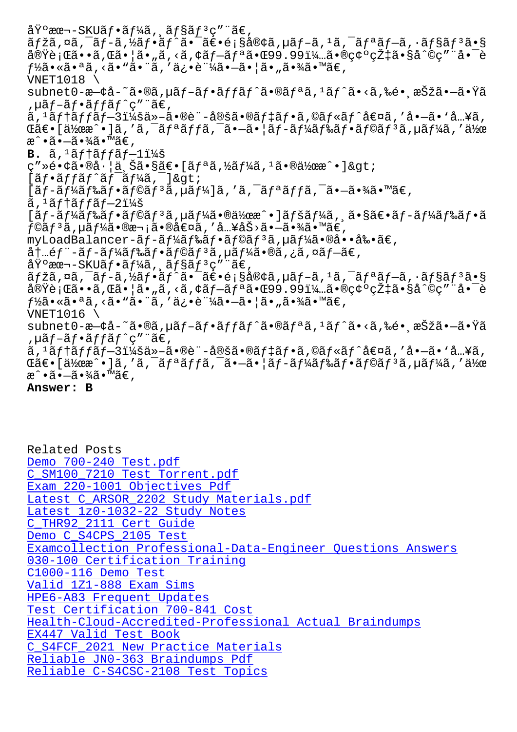基本SKUãƒ•ãƒ¼ã, ãƒ§ãƒ³ç"¨ã€,
ãƒžã,¤ã,¯ãƒ-ã,½ãƒ•ãƒˆã•¯ã€•é¡§å®¢ã,µãƒ-ã,¹ã,¯ãƒªãƒ-ã,·ãƒ§ãƒ³ã•§
å®Ÿè¡Œã••ã,Œã•¦ã•„ã,‹ã,¢ãƒ—ãƒªã•Œ99.99ï¼…ã•®ç¢ºçŽ‡ã•§å^©ç"¨å•¯è
ƒ½ã•«ã•ªã,‹ã•"ã•¨ã,'ä¿•è¨¼ã•—ã•¦ã•„ã•¾ã•™ã€,
VNET1018 \
subnet0-æ—¢å-˜ã•®ã,µãƒ-ãƒ•ãƒƒãƒˆã•®ãƒªã,¹ãƒˆã•‹ã,‰é•¸æŠžã•—ã•Ÿã
,µãƒ-ãƒ•ãƒƒãƒˆç"¨ã€,
ã,¹ãƒ†ãƒƒãƒ—3ï¼šä»–ã•®è¨-定ã•®ãƒ‡ãƒ•ã,©ãƒ«ãƒˆå€¤ã,'å•—ã•'å…¥ã,
Œã€•[作æˆ•]ã,'ã,¯ãƒªãƒƒã,¯ã•—ã•¦ãƒ-ãƒ¼ãƒ‰ãƒ•ãƒ©ãƒ³ã,µãƒ¼ã,'作
æˆ•ã•—ã•¾ã•™ã€,
**B.** ã,¹ãƒ†ãƒƒãƒ—1ï¼š
ç"»é•¢ã•®å·¦ä¸Šã•§ã€•[ãƒªã,½ãƒ¼ã,¹ã•®ä½œæˆ•]&gt;
[ãƒ•ãƒƒãƒˆãƒ¯ãƒ¼ã,¯]&gt;
[ãƒ-ãƒ¼ãƒ‰ãƒ•ãƒ©ãƒ³ã,µãƒ¼]ã,'ã,¯ãƒªãƒƒã,¯ã•—ã•¾ã•™ã€,
ã,¹ãƒ†ãƒƒãƒ—2ï¼š
[ãƒ-ãƒ¼ãƒ‰ãƒ•ãƒ©ãƒ³ã,µãƒ¼ã•®ä½œæˆ•]ãƒšãƒ¼ã, ã•§ã€•ãƒ-ãƒ¼ãƒ‰ãƒ•ã
ƒ©ãƒ³ã,µãƒ¼ã•®æ¬¡ã•®å€¤ã,'å…¥åŠ›ã•—ã•¾ã•™ã€,
myLoadBalancer-ãƒ-ãƒ¼ãƒ‰ãƒ•ãƒ©ãƒ³ã,µãƒ¼ã•®å••å‰•ã€,
内部-ãƒ-ãƒ¼ãƒ‰ãƒ•ãƒ©ãƒ³ã,µãƒ¼ã•®ã,¿ã,¤ãƒ—ã€,
基本SKUãƒ•ãƒ¼ã, ãƒ§ãƒ³ç"¨ã€,
ãƒžã,¤ã,¯ãƒ-ã,½ãƒ•ãƒˆã•¯ã€•é¡§å®¢ã,µãƒ-ã,¹ã,¯ãƒªãƒ-ã,·ãƒ§ãƒ³ã•§
å®Ÿè¡Œã••ã,Œã•¦ã•„ã,‹ã,¢ãƒ—ãƒªã•Œ99.99ï¼…ã•®ç¢ºçŽ‡ã•§å^©ç"¨å•¯è
ƒ½ã•«ã•ªã,‹ã•"ã•¨ã,'ä¿•è¨¼ã•—ã•¦ã•„ã•¾ã•™ã€,
VNET1016 \
subnet0-æ—¢å-˜ã•®ã,µãƒ-ãƒ•ãƒƒãƒˆã•®ãƒªã,¹ãƒˆã•‹ã,‰é•¸æŠžã•—ã•Ÿã
,µãƒ-ãƒ•ãƒƒãƒˆç"¨ã€,
ã,¹ãƒ†ãƒƒãƒ—3ï¼šä»–ã•®è¨-定ã•®ãƒ‡ãƒ•ã,©ãƒ«ãƒˆå€¤ã,'å•—ã•'å…¥ã,
Œã€•[作æˆ•]ã,'ã,¯ãƒªãƒƒã,¯ã•—ã•¦ãƒ-ãƒ¼ãƒ‰ãƒ•ãƒ©ãƒ³ã,µãƒ¼ã,'作
æˆ•ã•—ã•¾ã•™ã€,
**Answer: B**

Related Posts
Demo 700-240 Test.pdf
C_SM100_7210 Test Torrent.pdf
Exam 220-1001 Objectives Pdf
Latest C_ARSOR_2202 Study Materials.pdf
Latest 1z0-1032-22 Study Notes
C_THR92_2111 Cert Guide
Demo C_S4CPS_2105 Test
Examcollection Professional-Data-Engineer Questions Answers
030-100 Certification Training
C1000-116 Demo Test
Valid 1Z1-888 Exam Sims
HPE6-A83 Frequent Updates
Test Certification 700-841 Cost
Health-Cloud-Accredited-Professional Actual Braindumps
EX447 Valid Test Book
C_S4FCF_2021 New Practice Materials
Reliable JN0-363 Braindumps Pdf
Reliable C-S4CSC-2108 Test Topics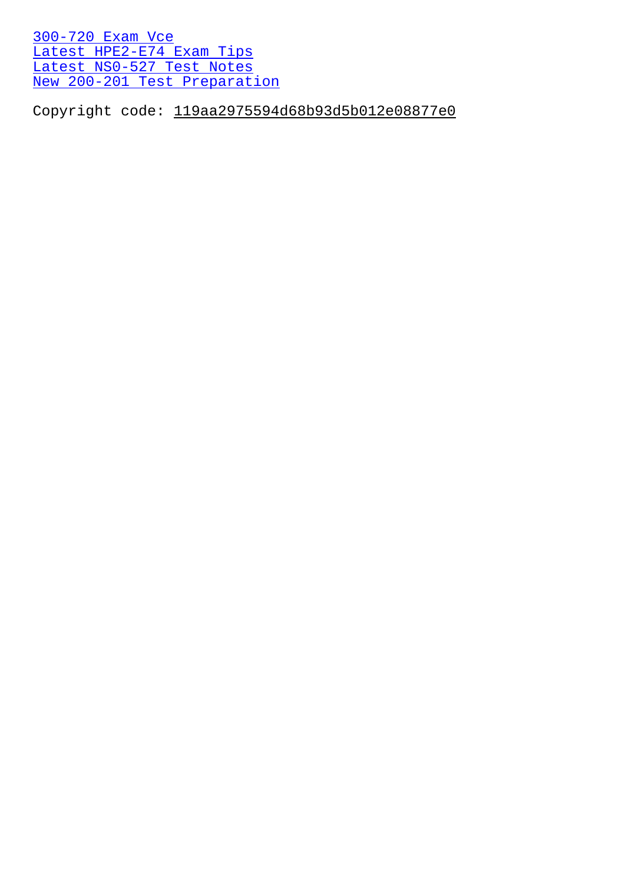300-720 Exam Vce
Latest HPE2-E74 Exam Tips
Latest NS0-527 Test Notes
New 200-201 Test Preparation

Copyright code: 119aa2975594d68b93d5b012e08877e0